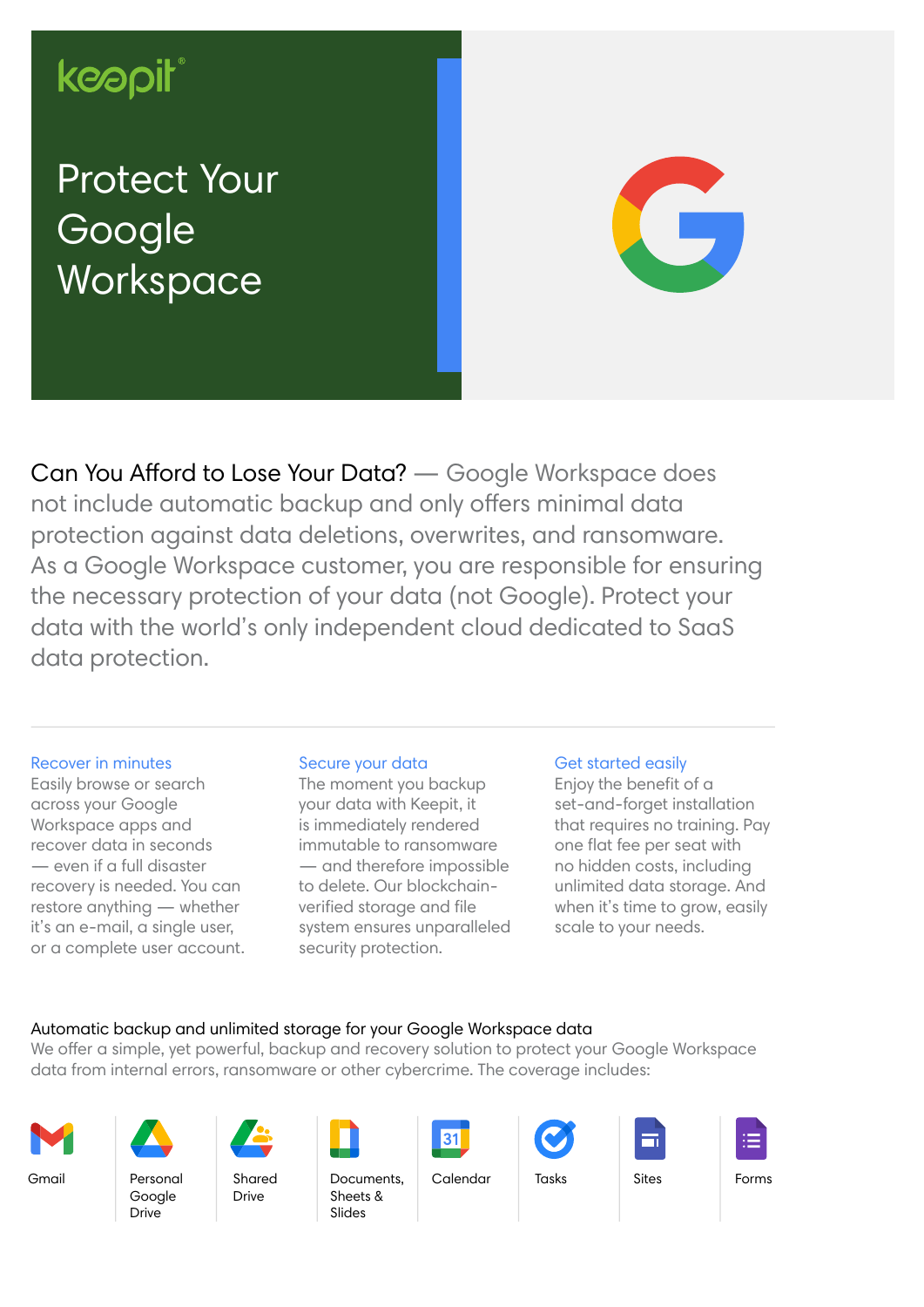keepit®

# Protect Your Google Workspace

Can You Afford to Lose Your Data? — Google Workspace does not include automatic backup and only offers minimal data protection against data deletions, overwrites, and ransomware. As a Google Workspace customer, you are responsible for ensuring the necessary protection of your data (not Google). Protect your data with the world's only independent cloud dedicated to SaaS data protection.

---

### Recover in minutes

Easily browse or search across your Google Workspace apps and recover data in seconds — even if a full disaster recovery is needed. You can restore anything — whether it's an e-mail, a single user, or a complete user account.

### Secure your data

The moment you backup your data with Keepit, it is immediately rendered immutable to ransomware — and therefore impossible to delete. Our blockchain-verified storage and file system ensures unparalleled security protection.

### Get started easily

Enjoy the benefit of a set-and-forget installation that requires no training. Pay one flat fee per seat with no hidden costs, including unlimited data storage. And when it's time to grow, easily scale to your needs.

### Automatic backup and unlimited storage for your Google Workspace data

We offer a simple, yet powerful, backup and recovery solution to protect your Google Workspace data from internal errors, ransomware or other cybercrime. The coverage includes:

- Gmail
- Personal Google Drive
- Shared Drive
- Documents, Sheets & Slides
- Calendar
- Tasks
- Sites
- Forms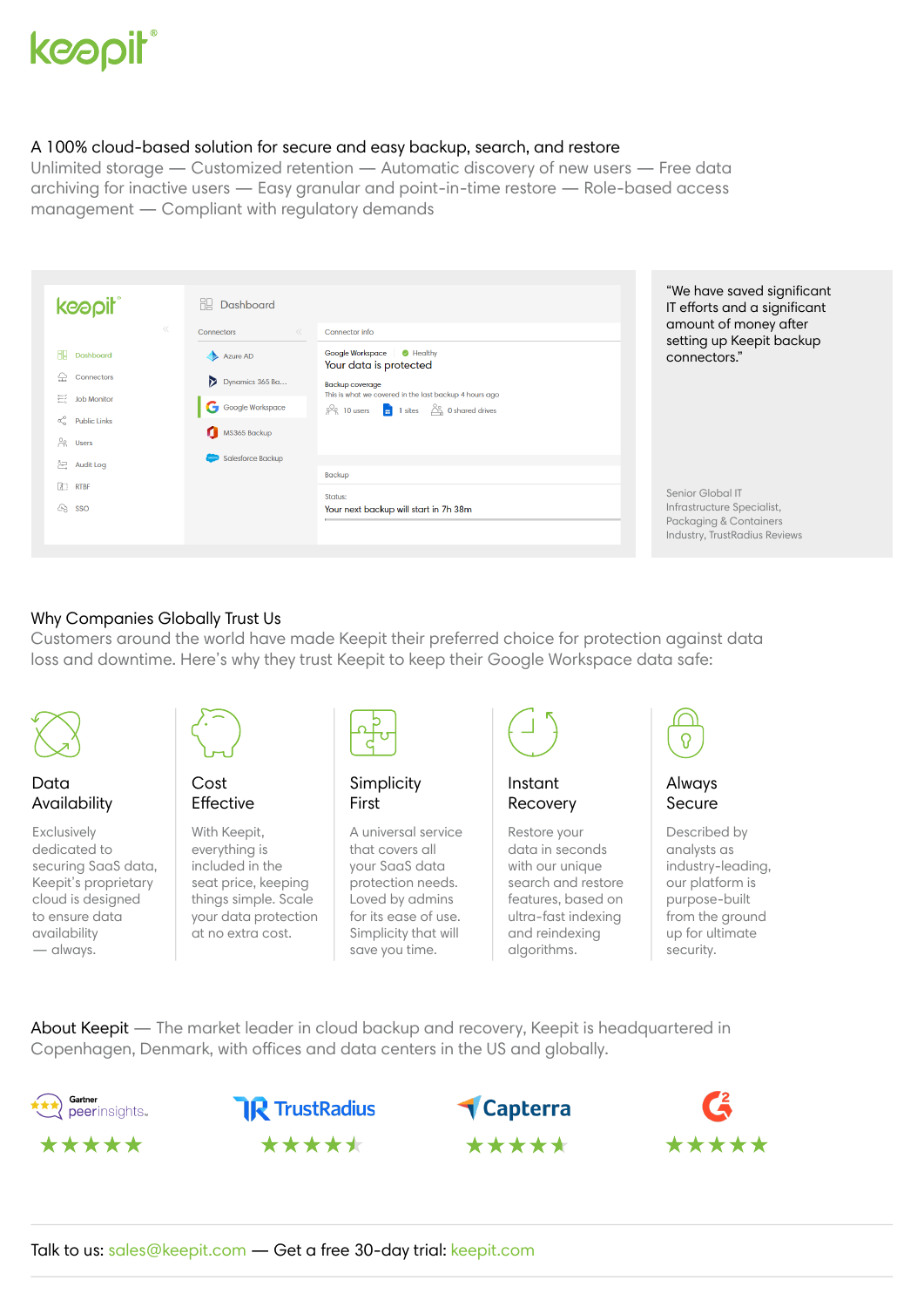keepit®

## A 100% cloud-based solution for secure and easy backup, search, and restore

Unlimited storage — Customized retention — Automatic discovery of new users — Free data archiving for inactive users — Easy granular and point-in-time restore — Role-based access management — Compliant with regulatory demands

“We have saved significant IT efforts and a significant amount of money after setting up Keepit backup connectors.”

Senior Global IT Infrastructure Specialist, Packaging & Containers Industry, TrustRadius Reviews

## Why Companies Globally Trust Us

Customers around the world have made Keepit their preferred choice for protection against data loss and downtime. Here’s why they trust Keepit to keep their Google Workspace data safe:

### Data Availability

Exclusively dedicated to securing SaaS data, Keepit’s proprietary cloud is designed to ensure data availability — always.

### Cost Effective

With Keepit, everything is included in the seat price, keeping things simple. Scale your data protection at no extra cost.

### Simplicity First

A universal service that covers all your SaaS data protection needs. Loved by admins for its ease of use. Simplicity that will save you time.

### Instant Recovery

Restore your data in seconds with our unique search and restore features, based on ultra-fast indexing and reindexing algorithms.

### Always Secure

Described by analysts as industry-leading, our platform is purpose-built from the ground up for ultimate security.

**About Keepit** — The market leader in cloud backup and recovery, Keepit is headquartered in Copenhagen, Denmark, with offices and data centers in the US and globally.

Gartner peerinsights ★★★★★ — TrustRadius ★★★★½ — Capterra ★★★★½ — G2 ★★★★★

Talk to us: sales@keepit.com — Get a free 30-day trial: keepit.com